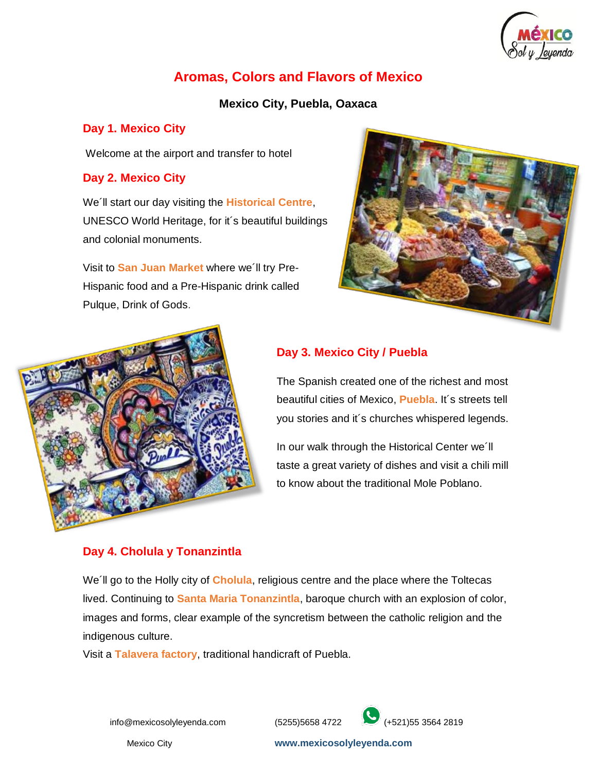# Aromas, Colors and Flavors of Mexico

**Mexico City, Puebla, Oaxaca**

## Day 1. Mexico City

Welcome at the airport and transfer to hotel

## Day 2. Mexico City

We´ll start our day visiting the **Historical Centre**, UNESCO World Heritage, for it´s beautiful buildings and colonial monuments.

Visit to **San Juan Market** where we´ll try Pre-Hispanic food and a Pre-Hispanic drink called Pulque, Drink of Gods.

## Day 3. Mexico City / Puebla

The Spanish created one of the richest and most beautiful cities of Mexico, **Puebla**. It´s streets tell you stories and it´s churches whispered legends.

In our walk through the Historical Center we´ll taste a great variety of dishes and visit a chili mill to know about the traditional Mole Poblano.

## Day 4. Cholula y Tonanzintla

We´ll go to the Holly city of **Cholula**, religious centre and the place where the Toltecas lived. Continuing to **Santa Maria Tonanzintla**, baroque church with an explosion of color, images and forms, clear example of the syncretism between the catholic religion and the indigenous culture.

Visit a **Talavera factory**, traditional handicraft of Puebla.

info@mexicosolyleyenda.com (5255)5658 4722 (+521)55 3564 2819

Mexico City www.mexicosolyleyenda.com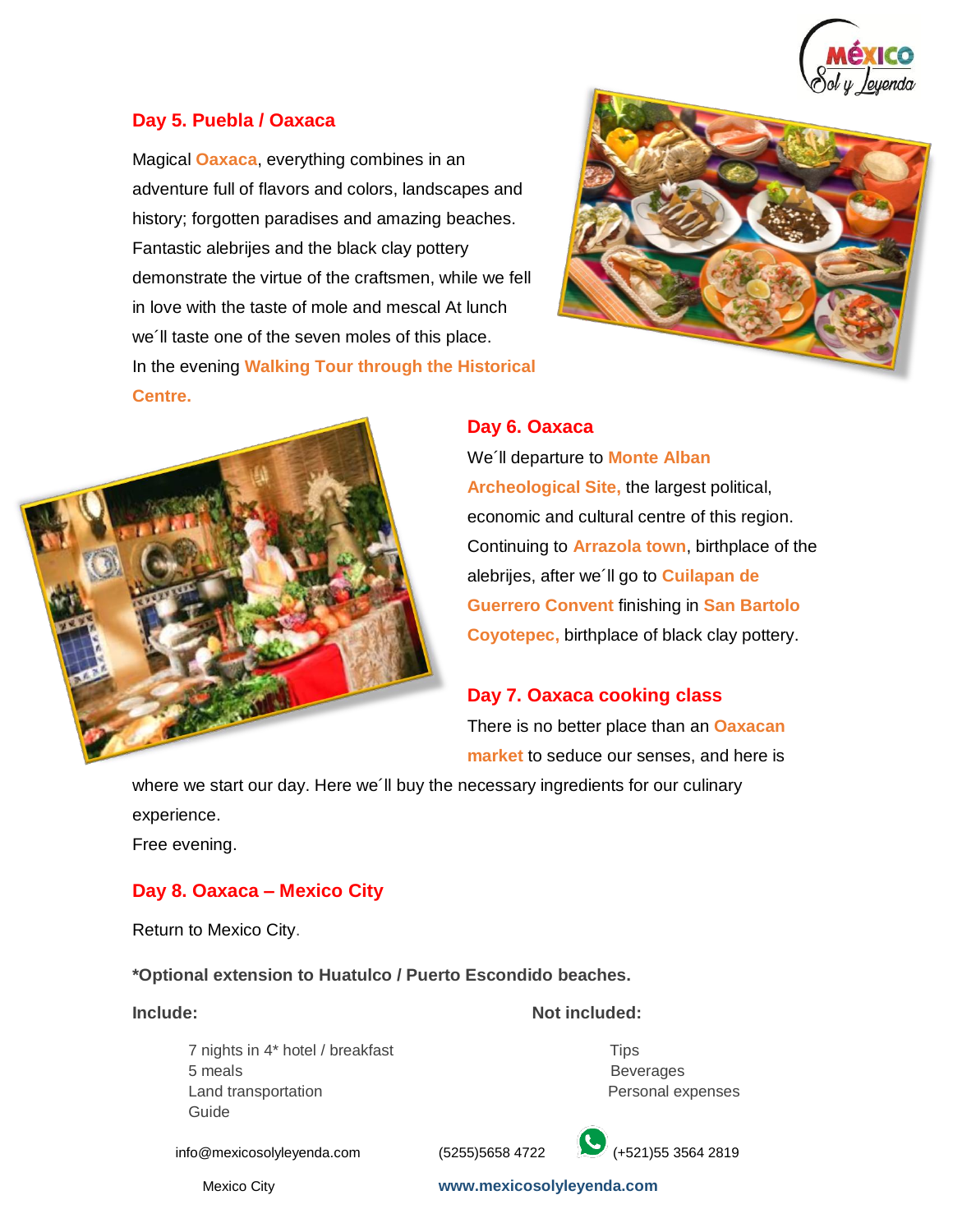## Day 5. Puebla / Oaxaca

Magical **Oaxaca**, everything combines in an adventure full of flavors and colors, landscapes and history; forgotten paradises and amazing beaches. Fantastic alebrijes and the black clay pottery demonstrate the virtue of the craftsmen, while we fell in love with the taste of mole and mescal At lunch we´ll taste one of the seven moles of this place.
In the evening **Walking Tour through the Historical Centre.**

## Day 6. Oaxaca

We´ll departure to **Monte Alban Archeological Site,** the largest political, economic and cultural centre of this region. Continuing to **Arrazola town**, birthplace of the alebrijes, after we´ll go to **Cuilapan de Guerrero Convent** finishing in **San Bartolo Coyotepec,** birthplace of black clay pottery.

## Day 7. Oaxaca cooking class

There is no better place than an **Oaxacan market** to seduce our senses, and here is where we start our day. Here we´ll buy the necessary ingredients for our culinary experience.
Free evening.

## Day 8. Oaxaca – Mexico City

Return to Mexico City.

**\*Optional extension to Huatulco / Puerto Escondido beaches.**

**Include:**

7 nights in 4* hotel / breakfast
5 meals
Land transportation
Guide

**Not included:**

Tips
Beverages
Personal expenses

info@mexicosolyleyenda.com (5255)5658 4722 (+521)55 3564 2819

Mexico City **www.mexicosolyleyenda.com**